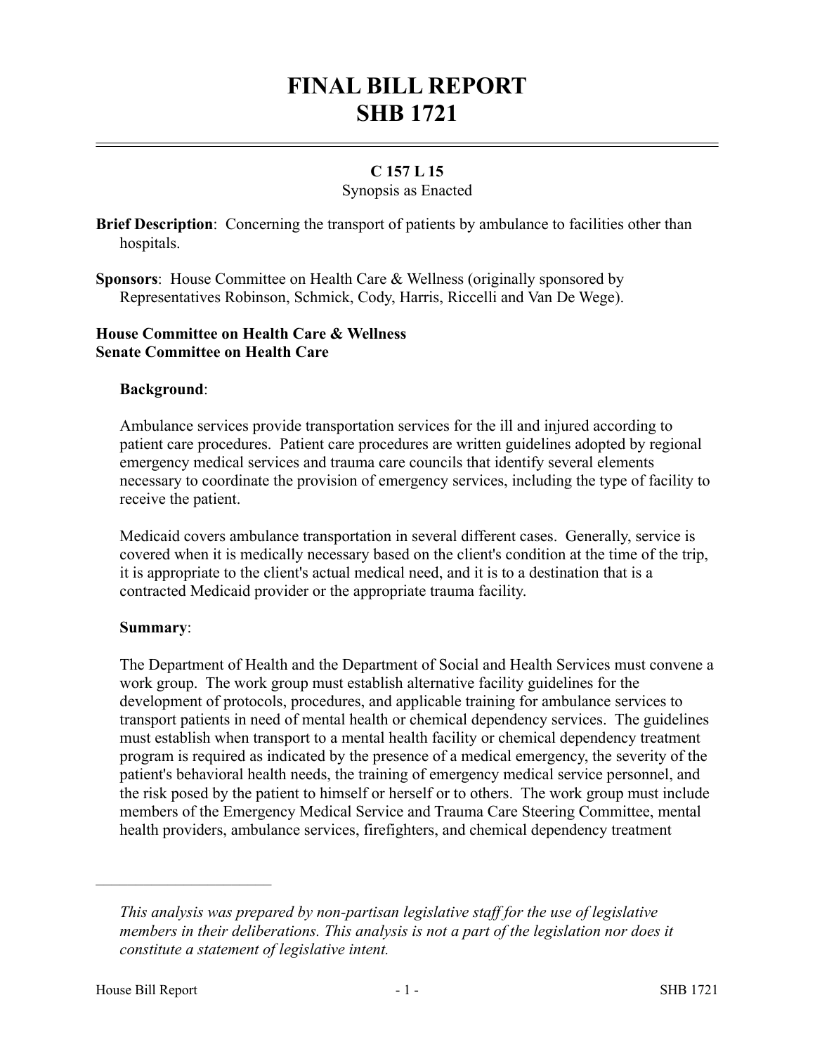# FINAL BILL REPORT
# SHB 1721

## C 157 L 15

Synopsis as Enacted

**Brief Description**: Concerning the transport of patients by ambulance to facilities other than hospitals.

**Sponsors**: House Committee on Health Care & Wellness (originally sponsored by Representatives Robinson, Schmick, Cody, Harris, Riccelli and Van De Wege).

**House Committee on Health Care & Wellness**
**Senate Committee on Health Care**

**Background**:

Ambulance services provide transportation services for the ill and injured according to patient care procedures. Patient care procedures are written guidelines adopted by regional emergency medical services and trauma care councils that identify several elements necessary to coordinate the provision of emergency services, including the type of facility to receive the patient.

Medicaid covers ambulance transportation in several different cases. Generally, service is covered when it is medically necessary based on the client's condition at the time of the trip, it is appropriate to the client's actual medical need, and it is to a destination that is a contracted Medicaid provider or the appropriate trauma facility.

**Summary**:

The Department of Health and the Department of Social and Health Services must convene a work group. The work group must establish alternative facility guidelines for the development of protocols, procedures, and applicable training for ambulance services to transport patients in need of mental health or chemical dependency services. The guidelines must establish when transport to a mental health facility or chemical dependency treatment program is required as indicated by the presence of a medical emergency, the severity of the patient's behavioral health needs, the training of emergency medical service personnel, and the risk posed by the patient to himself or herself or to others. The work group must include members of the Emergency Medical Service and Trauma Care Steering Committee, mental health providers, ambulance services, firefighters, and chemical dependency treatment

---

*This analysis was prepared by non-partisan legislative staff for the use of legislative members in their deliberations. This analysis is not a part of the legislation nor does it constitute a statement of legislative intent.*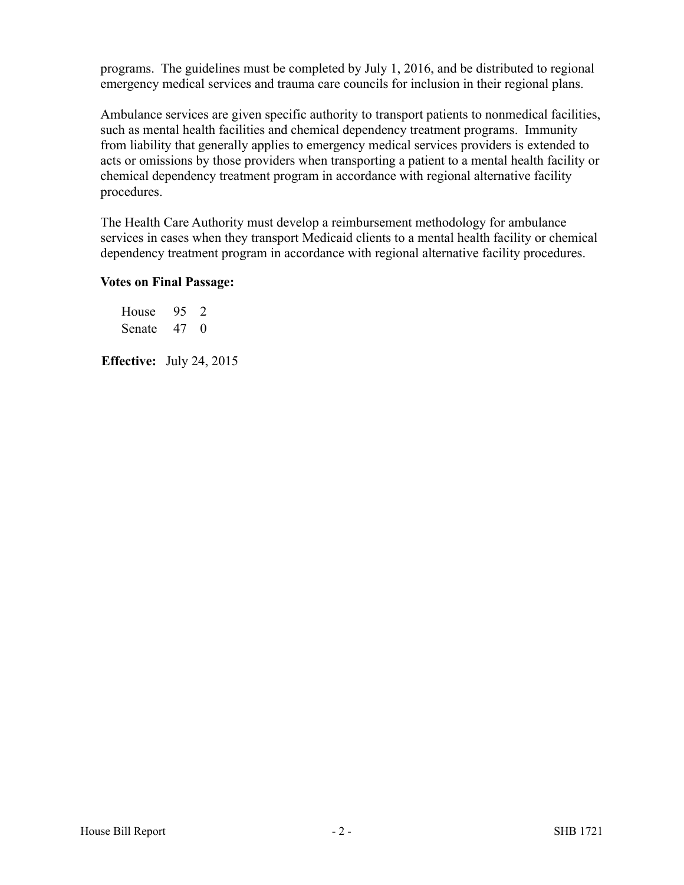programs. The guidelines must be completed by July 1, 2016, and be distributed to regional emergency medical services and trauma care councils for inclusion in their regional plans.

Ambulance services are given specific authority to transport patients to nonmedical facilities, such as mental health facilities and chemical dependency treatment programs. Immunity from liability that generally applies to emergency medical services providers is extended to acts or omissions by those providers when transporting a patient to a mental health facility or chemical dependency treatment program in accordance with regional alternative facility procedures.

The Health Care Authority must develop a reimbursement methodology for ambulance services in cases when they transport Medicaid clients to a mental health facility or chemical dependency treatment program in accordance with regional alternative facility procedures.

**Votes on Final Passage:**

| | | |
|---|---|---|
| House | 95 | 2 |
| Senate | 47 | 0 |

**Effective:** July 24, 2015